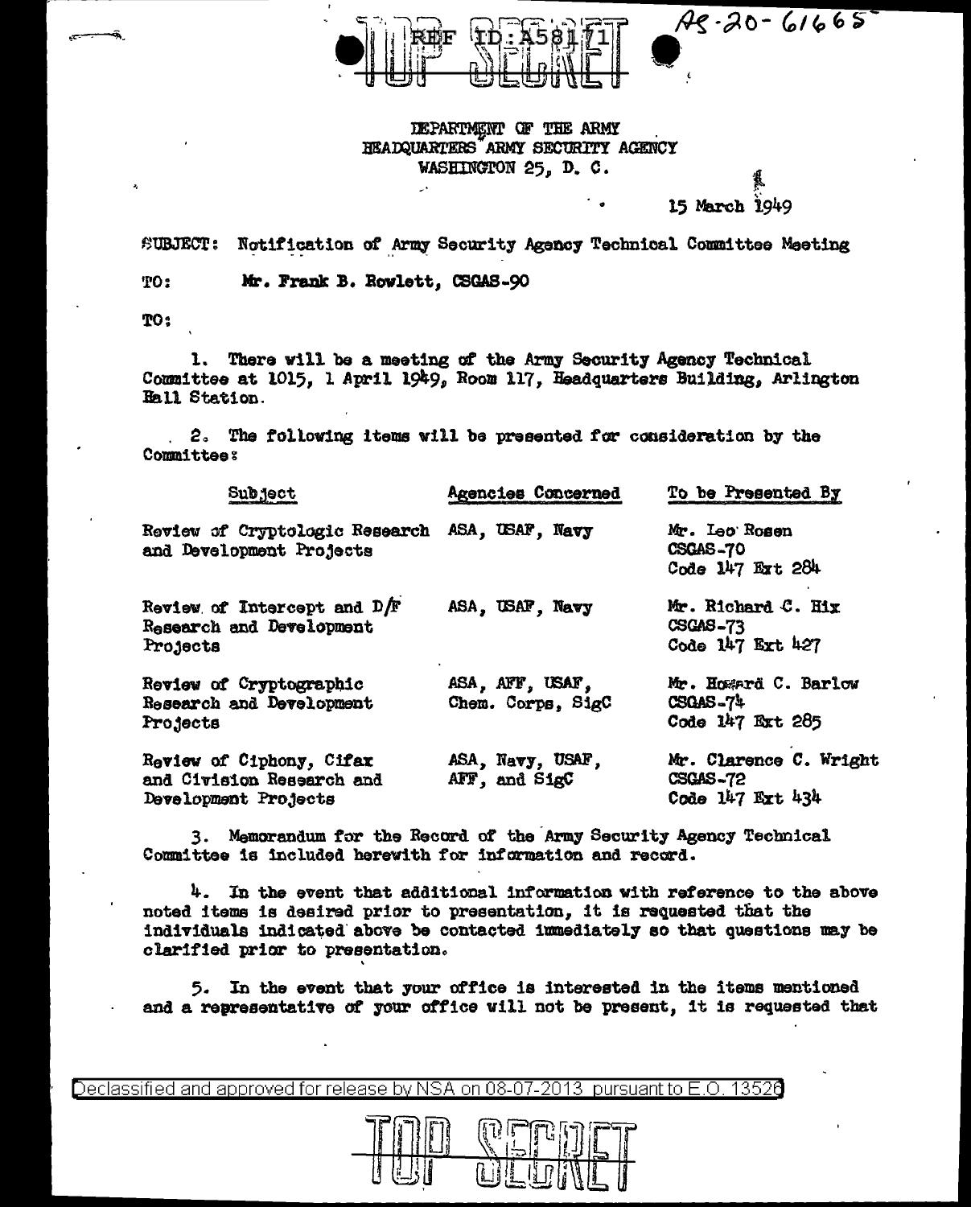TOP SECRET REF ID:A58171

AS-20-61665

DEPARTMENT OF THE ARMY
HEADQUARTERS ARMY SECURITY AGENCY
WASHINGTON 25, D. C.

15 March 1949

SUBJECT: Notification of Army Security Agency Technical Committee Meeting

TO: Mr. Frank B. Rowlett, CSGAS-90

TO:

1. There will be a meeting of the Army Security Agency Technical Committee at 1015, 1 April 1949, Room 117, Headquarters Building, Arlington Hall Station.

2. The following items will be presented for consideration by the Committee:

| Subject | Agencies Concerned | To be Presented By |
|---|---|---|
| Review of Cryptologic Research and Development Projects | ASA, USAF, Navy | Mr. Leo Rosen<br>CSGAS-70<br>Code 147 Ext 284 |
| Review of Intercept and D/F Research and Development Projects | ASA, USAF, Navy | Mr. Richard C. Hix<br>CSGAS-73<br>Code 147 Ext 427 |
| Review of Cryptographic Research and Development Projects | ASA, AFF, USAF, Chem. Corps, SigC | Mr. Howard C. Barlow<br>CSGAS-74<br>Code 147 Ext 285 |
| Review of Ciphony, Cifax and Civision Research and Development Projects | ASA, Navy, USAF, AFF, and SigC | Mr. Clarence C. Wright<br>CSGAS-72<br>Code 147 Ext 434 |

3. Memorandum for the Record of the Army Security Agency Technical Committee is included herewith for information and record.

4. In the event that additional information with reference to the above noted items is desired prior to presentation, it is requested that the individuals indicated above be contacted immediately so that questions may be clarified prior to presentation.

5. In the event that your office is interested in the items mentioned and a representative of your office will not be present, it is requested that

Declassified and approved for release by NSA on 08-07-2013 pursuant to E.O. 13526

TOP SECRET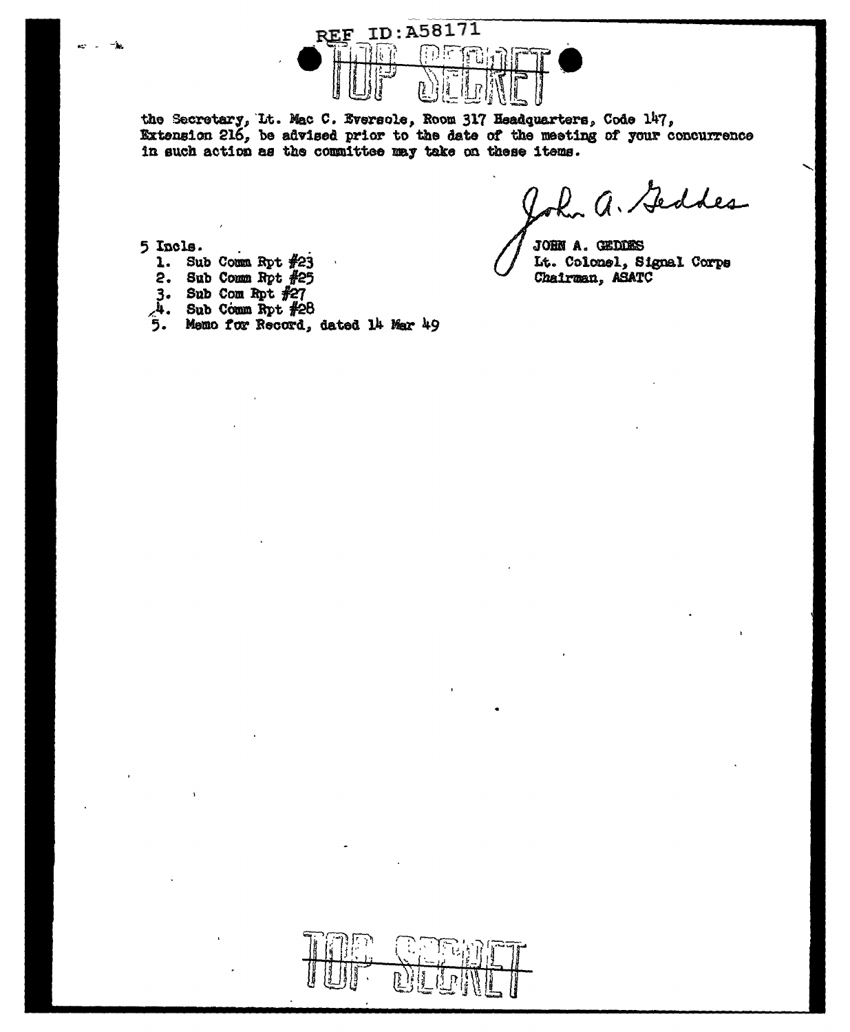the Secretary, Lt. Mac C. Eversole, Room 317 Headquarters, Code 147, Extension 216, be advised prior to the date of the meeting of your concurrence in such action as the committee may take on these items.

JOHN A. GEDDES
Lt. Colonel, Signal Corps
Chairman, ASATC

5 Incls.
1. Sub Comm Rpt #23
2. Sub Comm Rpt #25
3. Sub Com Rpt #27
4. Sub Comm Rpt #28
5. Memo for Record, dated 14 Mar 49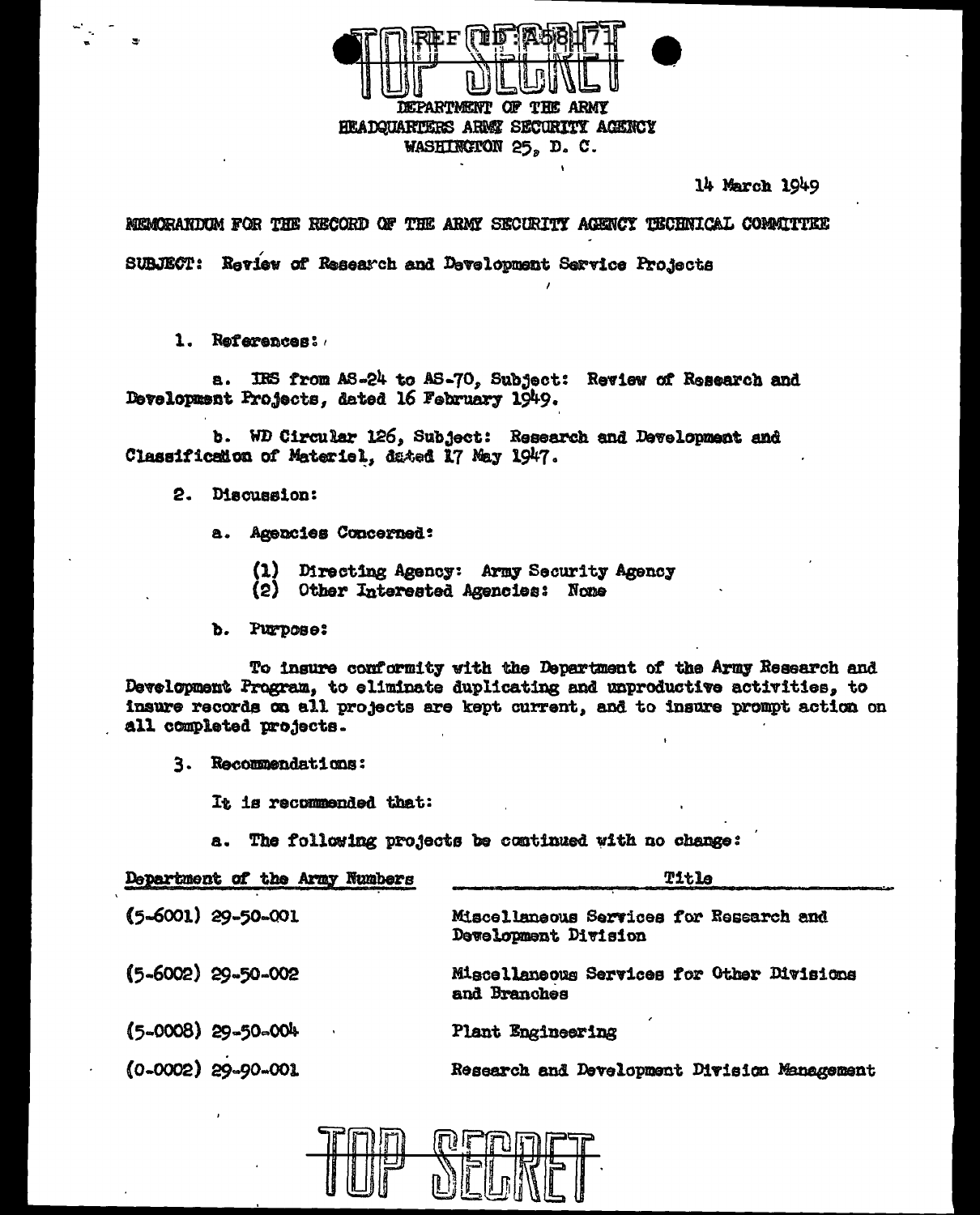REF ID:A58171

TOP SECRET

DEPARTMENT OF THE ARMY
HEADQUARTERS ARMY SECURITY AGENCY
WASHINGTON 25, D. C.

14 March 1949

MEMORANDUM FOR THE RECORD OF THE ARMY SECURITY AGENCY TECHNICAL COMMITTEE

SUBJECT: Review of Research and Development Service Projects

1. References:

a. IRS from AS-24 to AS-70, Subject: Review of Research and Development Projects, dated 16 February 1949.

b. WD Circular 126, Subject: Research and Development and Classification of Materiel, dated 17 May 1947.

2. Discussion:

a. Agencies Concerned:

(1) Directing Agency: Army Security Agency
(2) Other Interested Agencies: None

b. Purpose:

To insure conformity with the Department of the Army Research and Development Program, to eliminate duplicating and unproductive activities, to insure records on all projects are kept current, and to insure prompt action on all completed projects.

3. Recommendations:

It is recommended that:

a. The following projects be continued with no change:

| Department of the Army Numbers | Title |
|---|---|
| (5-6001) 29-50-001 | Miscellaneous Services for Research and Development Division |
| (5-6002) 29-50-002 | Miscellaneous Services for Other Divisions and Branches |
| (5-0008) 29-50-004 | Plant Engineering |
| (0-0002) 29-90-001 | Research and Development Division Management |

TOP SECRET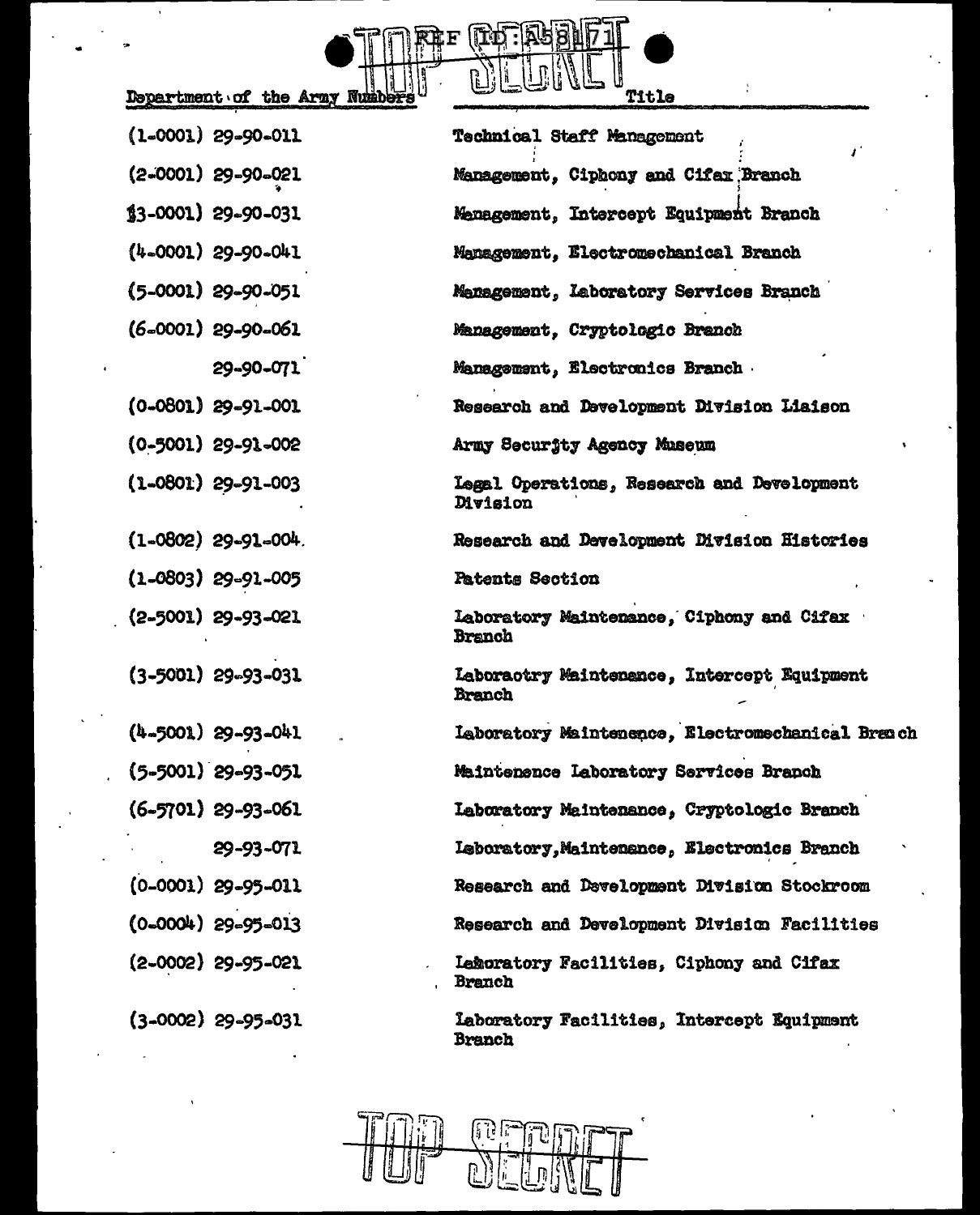TOP SECRET

REF ID:A58171

| Department of the Army Numbers | Title |
|---|---|
| (1-0001) 29-90-011 | Technical Staff Management |
| (2-0001) 29-90-021 | Management, Ciphony and Cifax Branch |
| (3-0001) 29-90-031 | Management, Intercept Equipment Branch |
| (4-0001) 29-90-041 | Management, Electromechanical Branch |
| (5-0001) 29-90-051 | Management, Laboratory Services Branch |
| (6-0001) 29-90-061 | Management, Cryptologic Branch |
| 29-90-071 | Management, Electronics Branch |
| (0-0801) 29-91-001 | Research and Development Division Liaison |
| (0-5001) 29-91-002 | Army Security Agency Museum |
| (1-0801) 29-91-003 | Legal Operations, Research and Development Division |
| (1-0802) 29-91-004 | Research and Development Division Histories |
| (1-0803) 29-91-005 | Patents Section |
| (2-5001) 29-93-021 | Laboratory Maintenance, Ciphony and Cifax Branch |
| (3-5001) 29-93-031 | Laboraotry Maintenance, Intercept Equipment Branch |
| (4-5001) 29-93-041 | Laboratory Maintenence, Electromechanical Branch |
| (5-5001) 29-93-051 | Maintenence Laboratory Services Branch |
| (6-5701) 29-93-061 | Laboratory Maintenance, Cryptologic Branch |
| 29-93-071 | Laboratory, Maintenance, Electronics Branch |
| (0-0001) 29-95-011 | Research and Development Division Stockroom |
| (0-0004) 29-95-013 | Research and Development Division Facilities |
| (2-0002) 29-95-021 | Laboratory Facilities, Ciphony and Cifax Branch |
| (3-0002) 29-95-031 | Laboratory Facilities, Intercept Equipment Branch |

TOP SECRET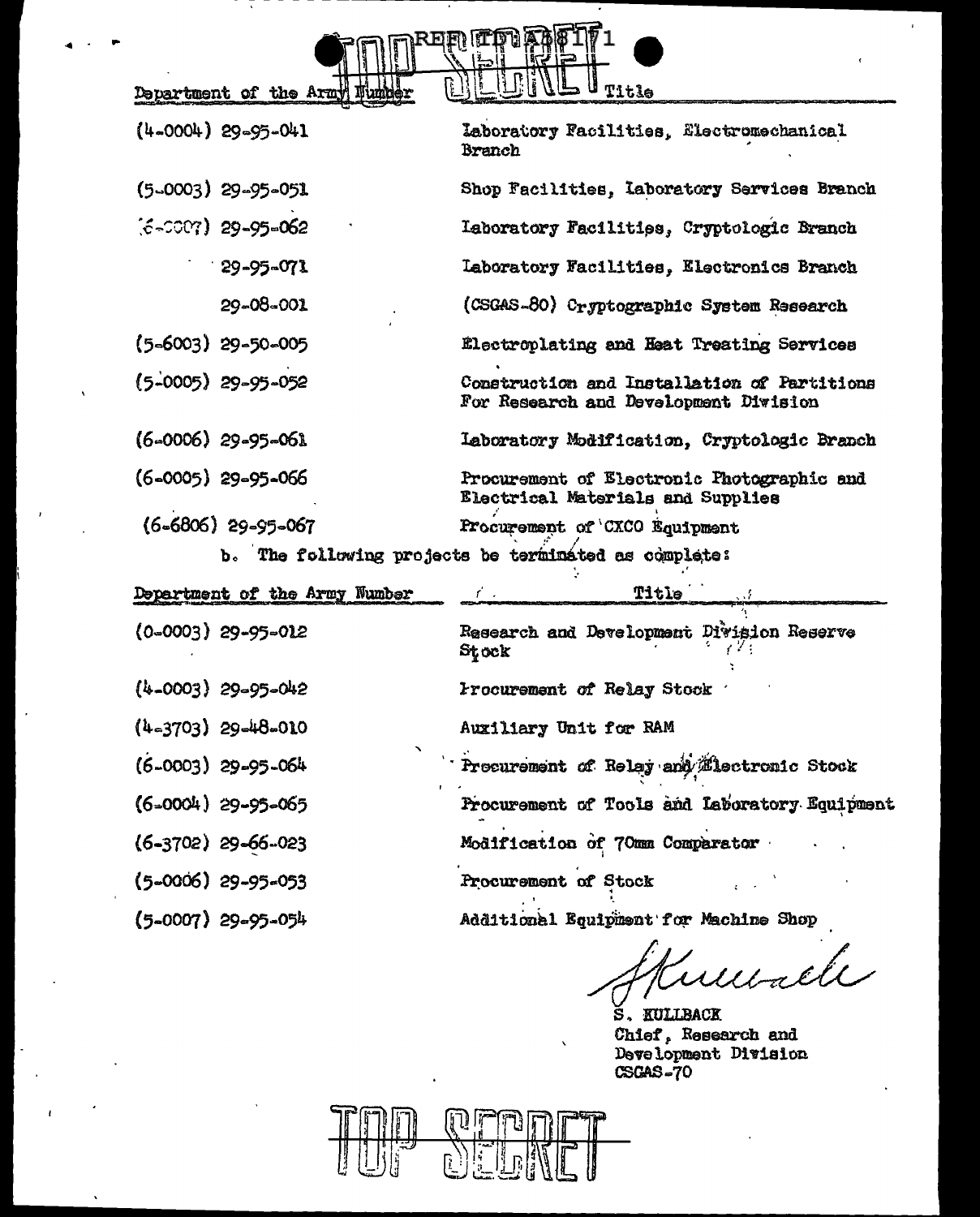REF ID:A68171

TOP SECRET

| Department of the Army Number | Title |
|---|---|
| (4-0004) 29-95-041 | Laboratory Facilities, Electromechanical Branch |
| (5-0003) 29-95-051 | Shop Facilities, Laboratory Services Branch |
| (6-0007) 29-95-062 | Laboratory Facilities, Cryptologic Branch |
| 29-95-071 | Laboratory Facilities, Electronics Branch |
| 29-08-001 | (CSGAS-80) Cryptographic System Research |
| (5-6003) 29-50-005 | Electroplating and Heat Treating Services |
| (5-0005) 29-95-052 | Construction and Installation of Partitions For Research and Development Division |
| (6-0006) 29-95-061 | Laboratory Modification, Cryptologic Branch |
| (6-0005) 29-95-066 | Procurement of Electronic Photographic and Electrical Materials and Supplies |
| (6-6806) 29-95-067 | Procurement of CXCO Equipment |

b. The following projects be terminated as complete:

| Department of the Army Number | Title |
|---|---|
| (0-0003) 29-95-012 | Research and Development Division Reserve Stock |
| (4-0003) 29-95-042 | Procurement of Relay Stock |
| (4-3703) 29-48-010 | Auxiliary Unit for RAM |
| (6-0003) 29-95-064 | Procurement of Relay and Electronic Stock |
| (6-0004) 29-95-065 | Procurement of Tools and Laboratory Equipment |
| (6-3702) 29-66-023 | Modification of 70mm Comparator |
| (5-0006) 29-95-053 | Procurement of Stock |
| (5-0007) 29-95-054 | Additional Equipment for Machine Shop |

S Kullback

S. KULLBACK
Chief, Research and Development Division
CSGAS-70

TOP SECRET